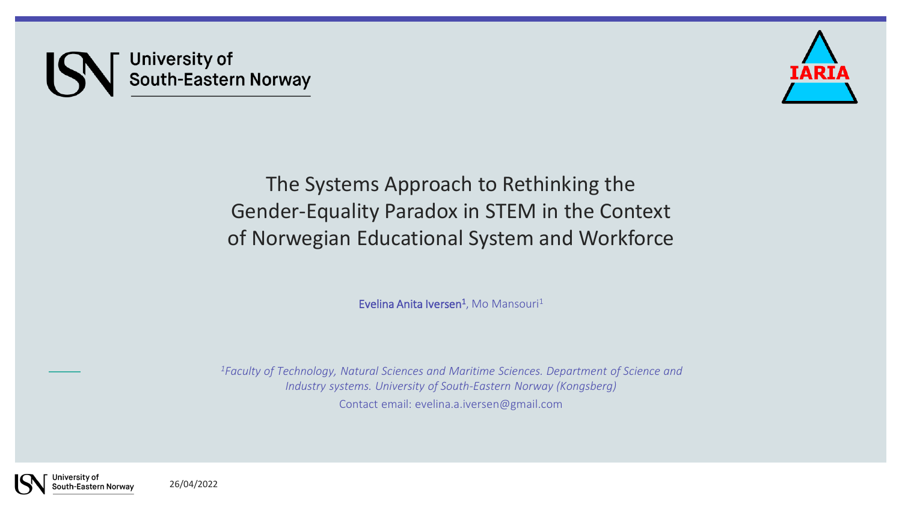# The Systems Approach to Rethinking the Gender-Equality Paradox in STEM in the Context of Norwegian Educational System and Workforce

**Evelina Anita Iversen**[1], Mo Mansouri[1]

*[1]Faculty of Technology, Natural Sciences and Maritime Sciences. Department of Science and Industry systems. University of South-Eastern Norway (Kongsberg)*

Contact email: evelina.a.iversen@gmail.com

26/04/2022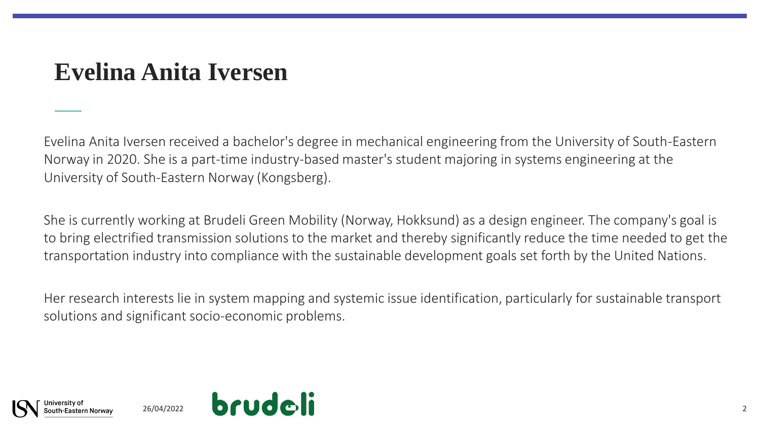# Evelina Anita Iversen

Evelina Anita Iversen received a bachelor's degree in mechanical engineering from the University of South-Eastern Norway in 2020. She is a part-time industry-based master's student majoring in systems engineering at the University of South-Eastern Norway (Kongsberg).

She is currently working at Brudeli Green Mobility (Norway, Hokksund) as a design engineer. The company's goal is to bring electrified transmission solutions to the market and thereby significantly reduce the time needed to get the transportation industry into compliance with the sustainable development goals set forth by the United Nations.

Her research interests lie in system mapping and systemic issue identification, particularly for sustainable transport solutions and significant socio-economic problems.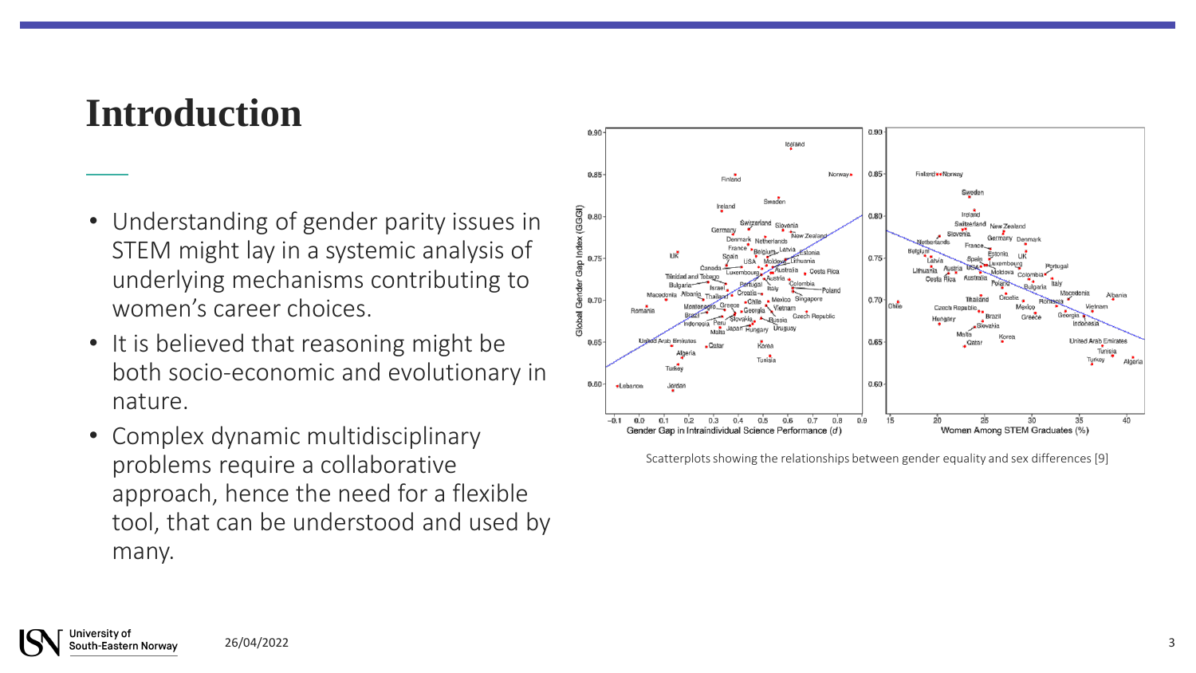# Introduction

- Understanding of gender parity issues in STEM might lay in a systemic analysis of underlying mechanisms contributing to women's career choices.
- It is believed that reasoning might be both socio-economic and evolutionary in nature.
- Complex dynamic multidisciplinary problems require a collaborative approach, hence the need for a flexible tool, that can be understood and used by many.

Scatterplots showing the relationships between gender equality and sex differences [9]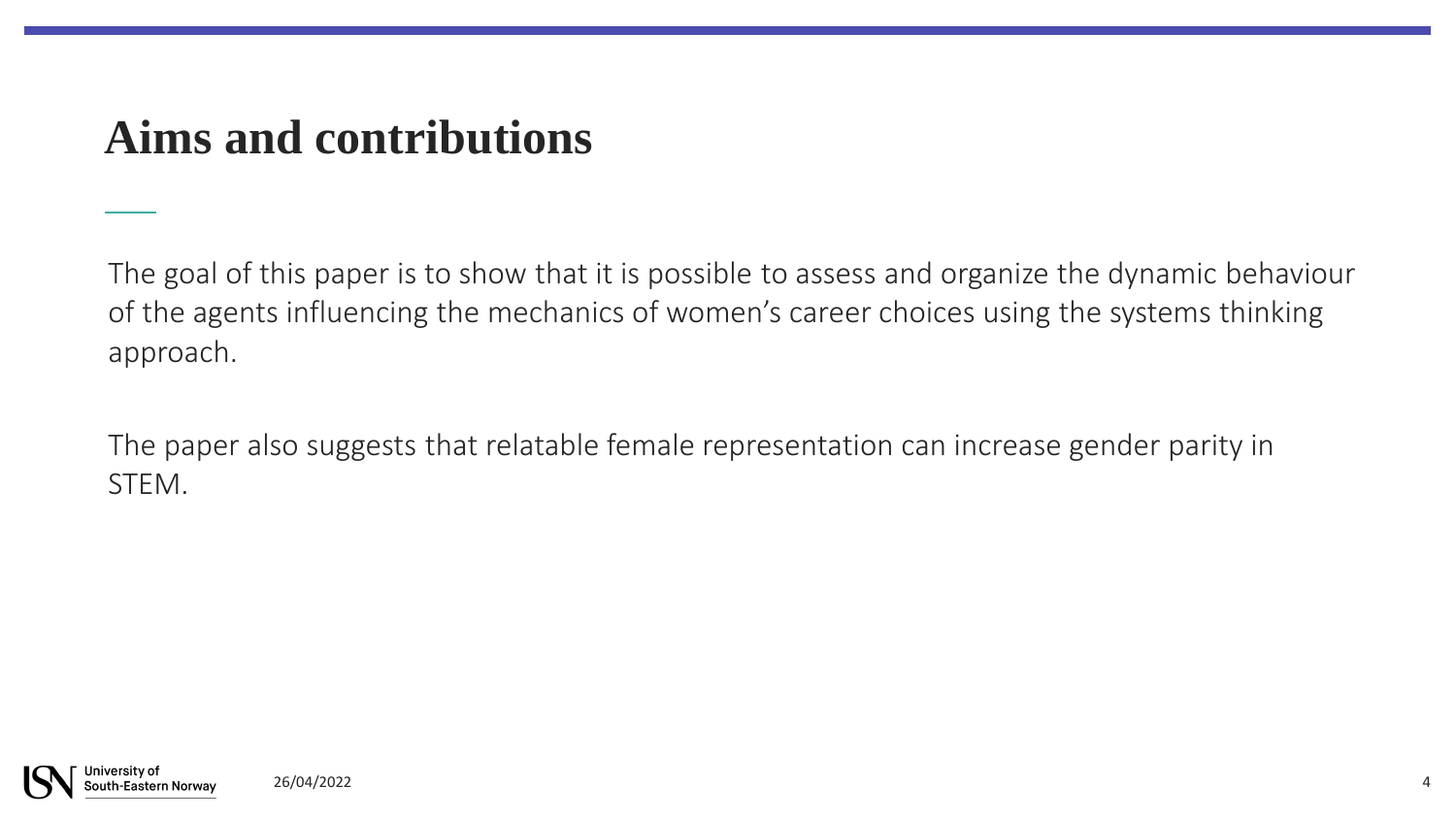# Aims and contributions

The goal of this paper is to show that it is possible to assess and organize the dynamic behaviour of the agents influencing the mechanics of women's career choices using the systems thinking approach.

The paper also suggests that relatable female representation can increase gender parity in STEM.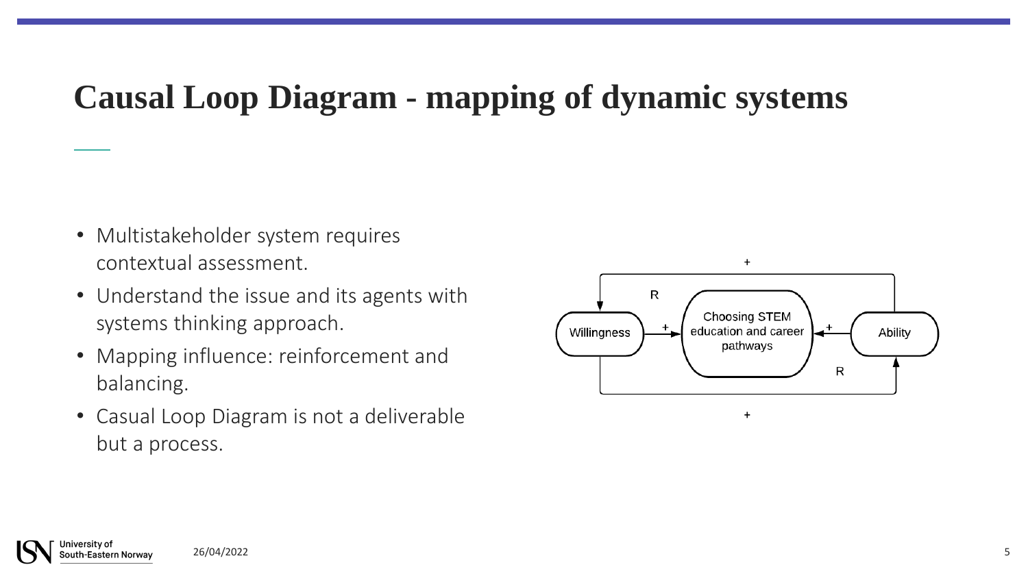# Causal Loop Diagram - mapping of dynamic systems

- Multistakeholder system requires contextual assessment.
- Understand the issue and its agents with systems thinking approach.
- Mapping influence: reinforcement and balancing.
- Casual Loop Diagram is not a deliverable but a process.

+

R

Willingness + Choosing STEM education and career pathways + Ability

R

+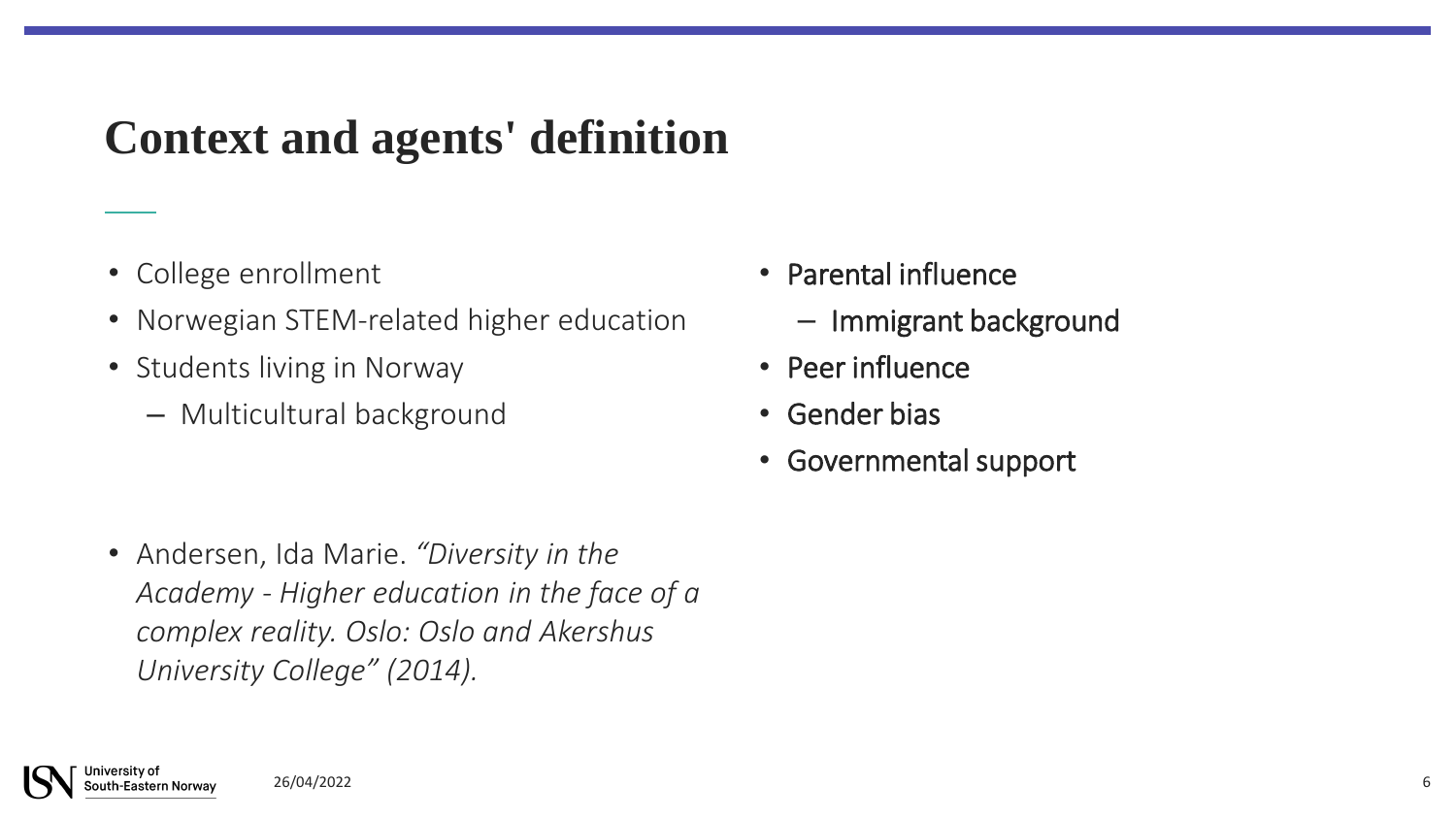# Context and agents' definition

- College enrollment
- Norwegian STEM-related higher education
- Students living in Norway
  - Multicultural background

- Parental influence
  - Immigrant background
- Peer influence
- Gender bias
- Governmental support

- Andersen, Ida Marie. *“Diversity in the Academy - Higher education in the face of a complex reality. Oslo: Oslo and Akershus University College” (2014).*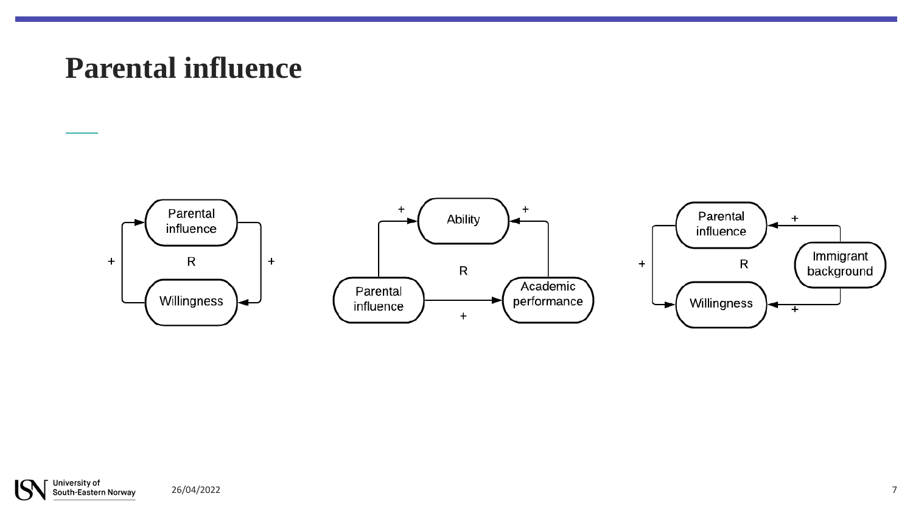# Parental influence

Parental influence — R — Willingness

Ability — R — Parental influence — Academic performance

Parental influence — R — Willingness — Immigrant background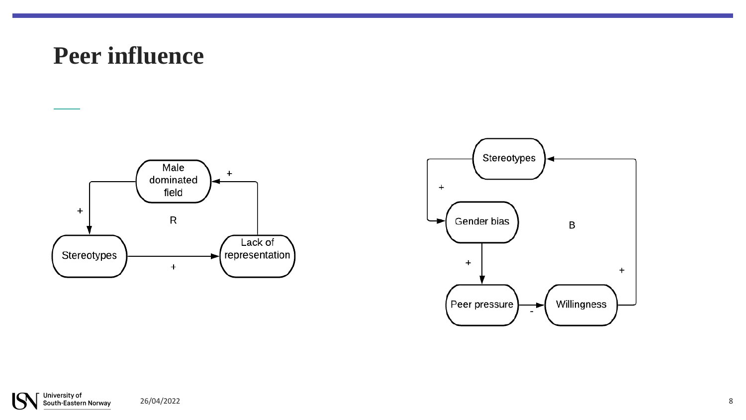# Peer influence

Male dominated field

+

+

R

Stereotypes

+

Lack of representation

Stereotypes

+

Gender bias

B

+

+

Peer pressure

-

Willingness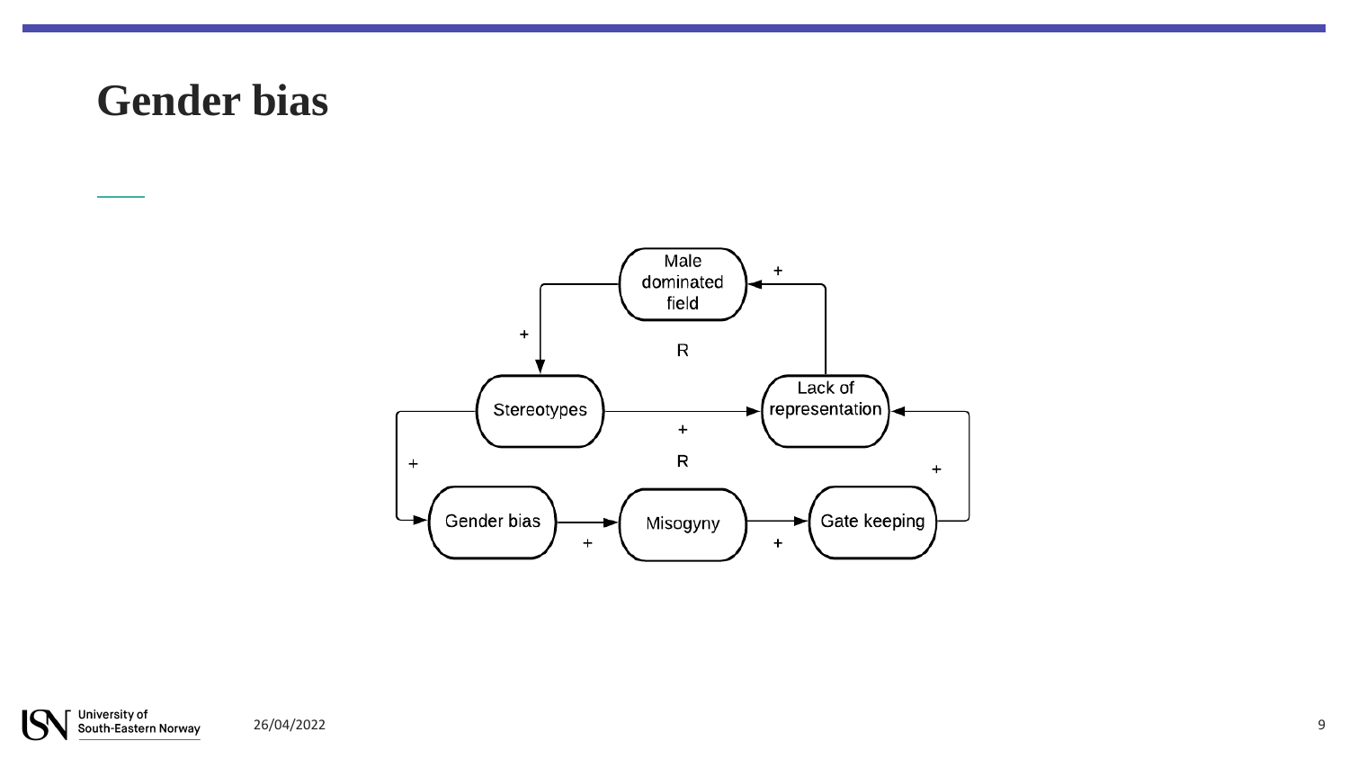# Gender bias

Male dominated field

Stereotypes

Lack of representation

Gender bias

Misogyny

Gate keeping

R

R

+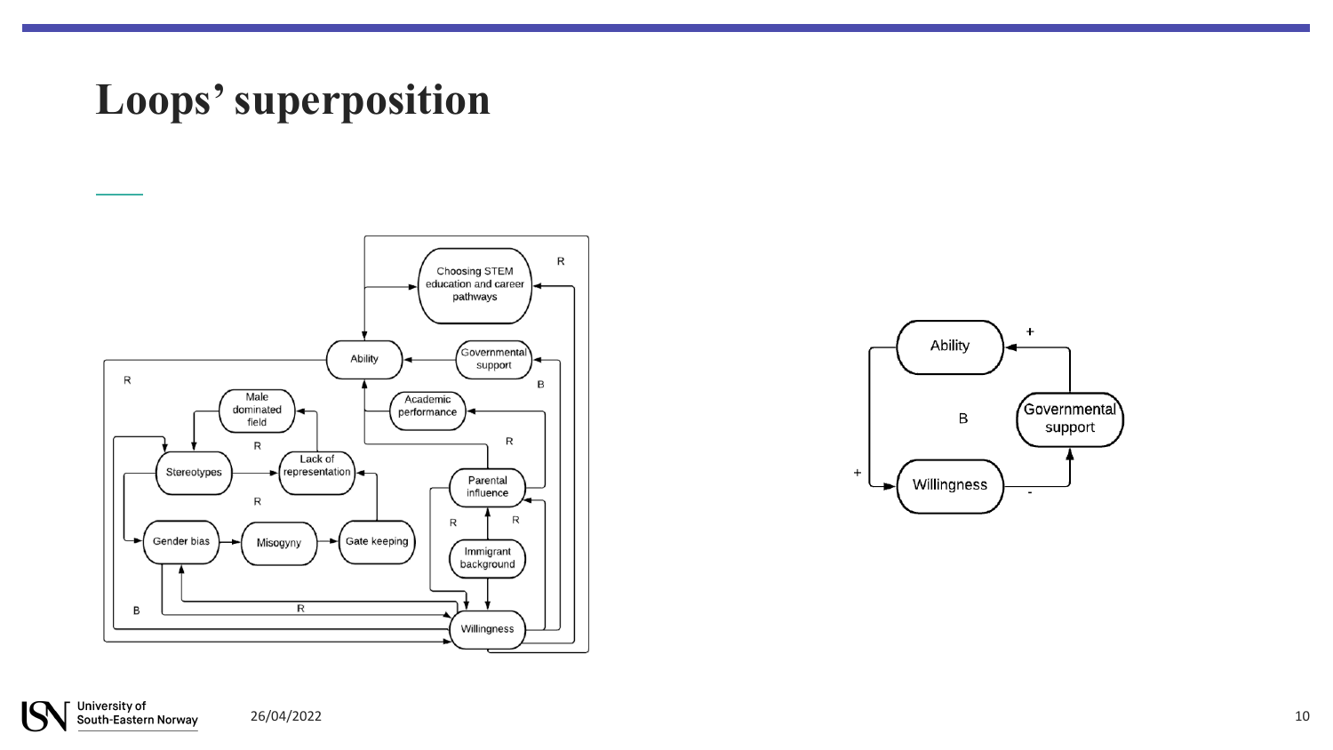# Loops' superposition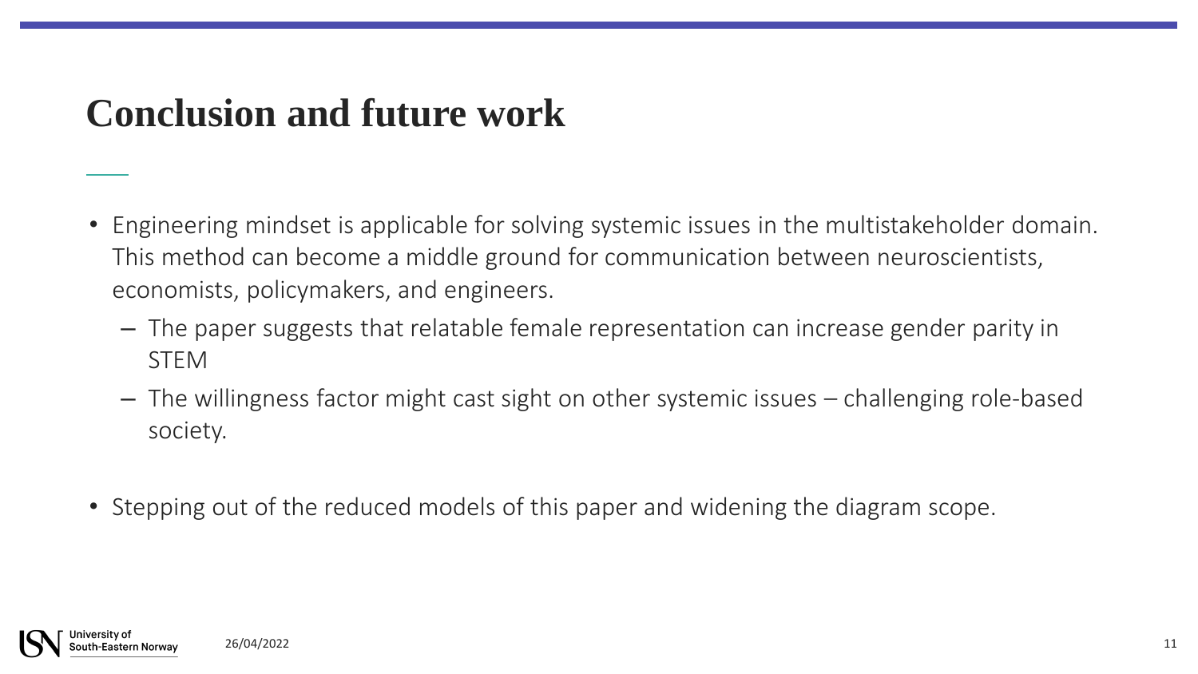# Conclusion and future work

- Engineering mindset is applicable for solving systemic issues in the multistakeholder domain. This method can become a middle ground for communication between neuroscientists, economists, policymakers, and engineers.
  - The paper suggests that relatable female representation can increase gender parity in STEM
  - The willingness factor might cast sight on other systemic issues – challenging role-based society.

- Stepping out of the reduced models of this paper and widening the diagram scope.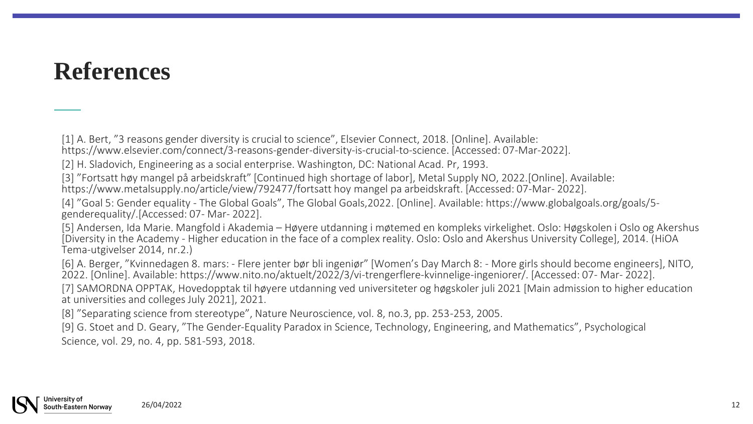# References

[1] A. Bert, ”3 reasons gender diversity is crucial to science”, Elsevier Connect, 2018. [Online]. Available: https://www.elsevier.com/connect/3-reasons-gender-diversity-is-crucial-to-science. [Accessed: 07-Mar-2022].

[2] H. Sladovich, Engineering as a social enterprise. Washington, DC: National Acad. Pr, 1993.

[3] ”Fortsatt høy mangel på arbeidskraft” [Continued high shortage of labor], Metal Supply NO, 2022.[Online]. Available: https://www.metalsupply.no/article/view/792477/fortsatt hoy mangel pa arbeidskraft. [Accessed: 07-Mar- 2022].

[4] ”Goal 5: Gender equality - The Global Goals”, The Global Goals,2022. [Online]. Available: https://www.globalgoals.org/goals/5-genderequality/.[Accessed: 07- Mar- 2022].

[5] Andersen, Ida Marie. Mangfold i Akademia – Høyere utdanning i møtemed en kompleks virkelighet. Oslo: Høgskolen i Oslo og Akershus [Diversity in the Academy - Higher education in the face of a complex reality. Oslo: Oslo and Akershus University College], 2014. (HiOA Tema-utgivelser 2014, nr.2.)

[6] A. Berger, ”Kvinnedagen 8. mars: - Flere jenter bør bli ingeniør” [Women's Day March 8: - More girls should become engineers], NITO, 2022. [Online]. Available: https://www.nito.no/aktuelt/2022/3/vi-trengerflere-kvinnelige-ingeniorer/. [Accessed: 07- Mar- 2022].

[7] SAMORDNA OPPTAK, Hovedopptak til høyere utdanning ved universiteter og høgskoler juli 2021 [Main admission to higher education at universities and colleges July 2021], 2021.

[8] ”Separating science from stereotype”, Nature Neuroscience, vol. 8, no.3, pp. 253-253, 2005.

[9] G. Stoet and D. Geary, ”The Gender-Equality Paradox in Science, Technology, Engineering, and Mathematics”, Psychological Science, vol. 29, no. 4, pp. 581-593, 2018.